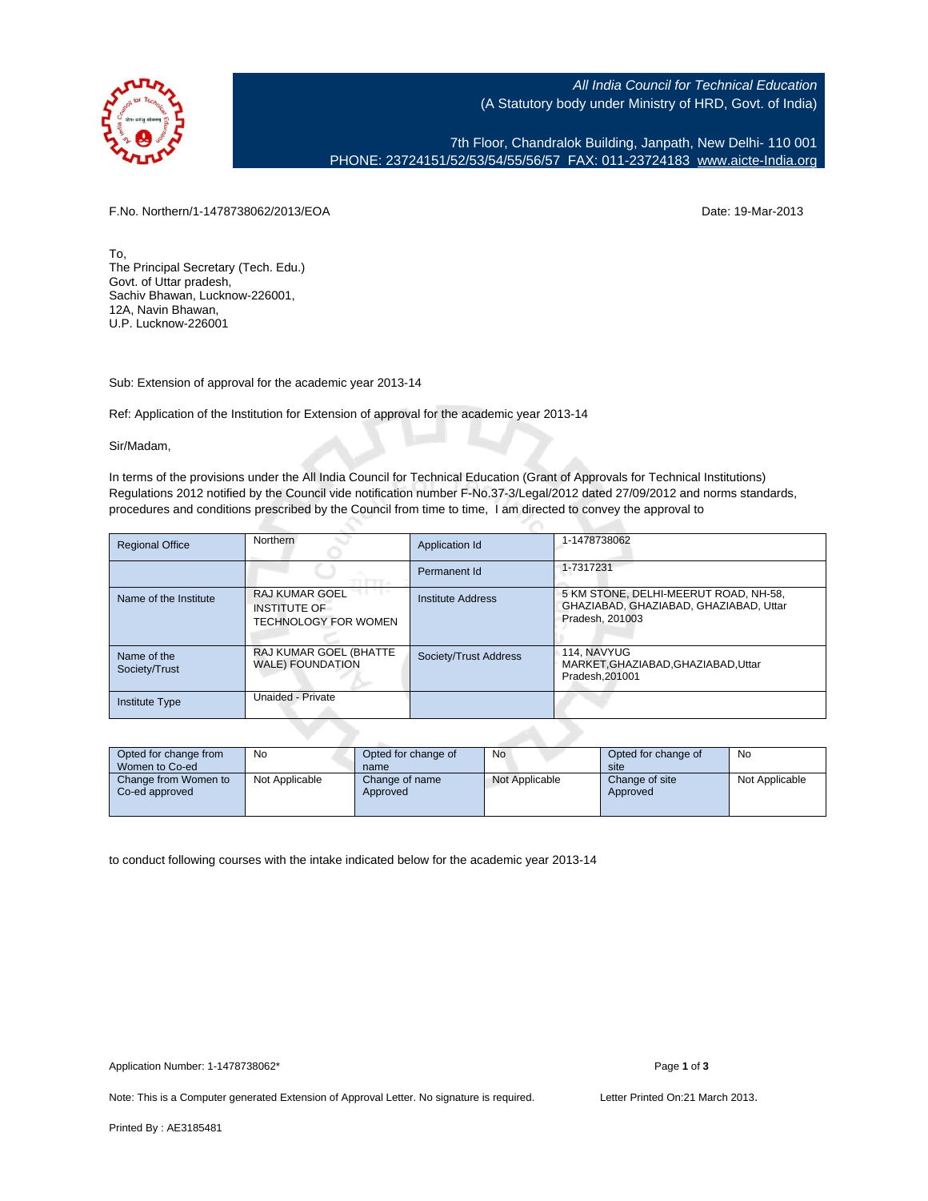*All India Council for Technical Education*
(A Statutory body under Ministry of HRD, Govt. of India)

7th Floor, Chandralok Building, Janpath, New Delhi- 110 001
PHONE: 23724151/52/53/54/55/56/57 FAX: 011-23724183 www.aicte-India.org

F.No. Northern/1-1478738062/2013/EOA

Date: 19-Mar-2013

To,
The Principal Secretary (Tech. Edu.)
Govt. of Uttar pradesh,
Sachiv Bhawan, Lucknow-226001,
12A, Navin Bhawan,
U.P. Lucknow-226001

Sub: Extension of approval for the academic year 2013-14

Ref: Application of the Institution for Extension of approval for the academic year 2013-14

Sir/Madam,

In terms of the provisions under the All India Council for Technical Education (Grant of Approvals for Technical Institutions) Regulations 2012 notified by the Council vide notification number F-No.37-3/Legal/2012 dated 27/09/2012 and norms standards, procedures and conditions prescribed by the Council from time to time, I am directed to convey the approval to

| Regional Office | Northern | Application Id | 1-1478738062 |
|---|---|---|---|
| | | Permanent Id | 1-7317231 |
| Name of the Institute | RAJ KUMAR GOEL INSTITUTE OF TECHNOLOGY FOR WOMEN | Institute Address | 5 KM STONE, DELHI-MEERUT ROAD, NH-58, GHAZIABAD, GHAZIABAD, GHAZIABAD, Uttar Pradesh, 201003 |
| Name of the Society/Trust | RAJ KUMAR GOEL (BHATTE WALE) FOUNDATION | Society/Trust Address | 114, NAVYUG MARKET,GHAZIABAD,GHAZIABAD,Uttar Pradesh,201001 |
| Institute Type | Unaided - Private | | |

| Opted for change from Women to Co-ed | No | Opted for change of name | No | Opted for change of site | No |
|---|---|---|---|---|---|
| Change from Women to Co-ed approved | Not Applicable | Change of name Approved | Not Applicable | Change of site Approved | Not Applicable |

to conduct following courses with the intake indicated below for the academic year 2013-14

Application Number: 1-1478738062*

Note: This is a Computer generated Extension of Approval Letter. No signature is required.

Letter Printed On:21 March 2013.

Printed By : AE3185481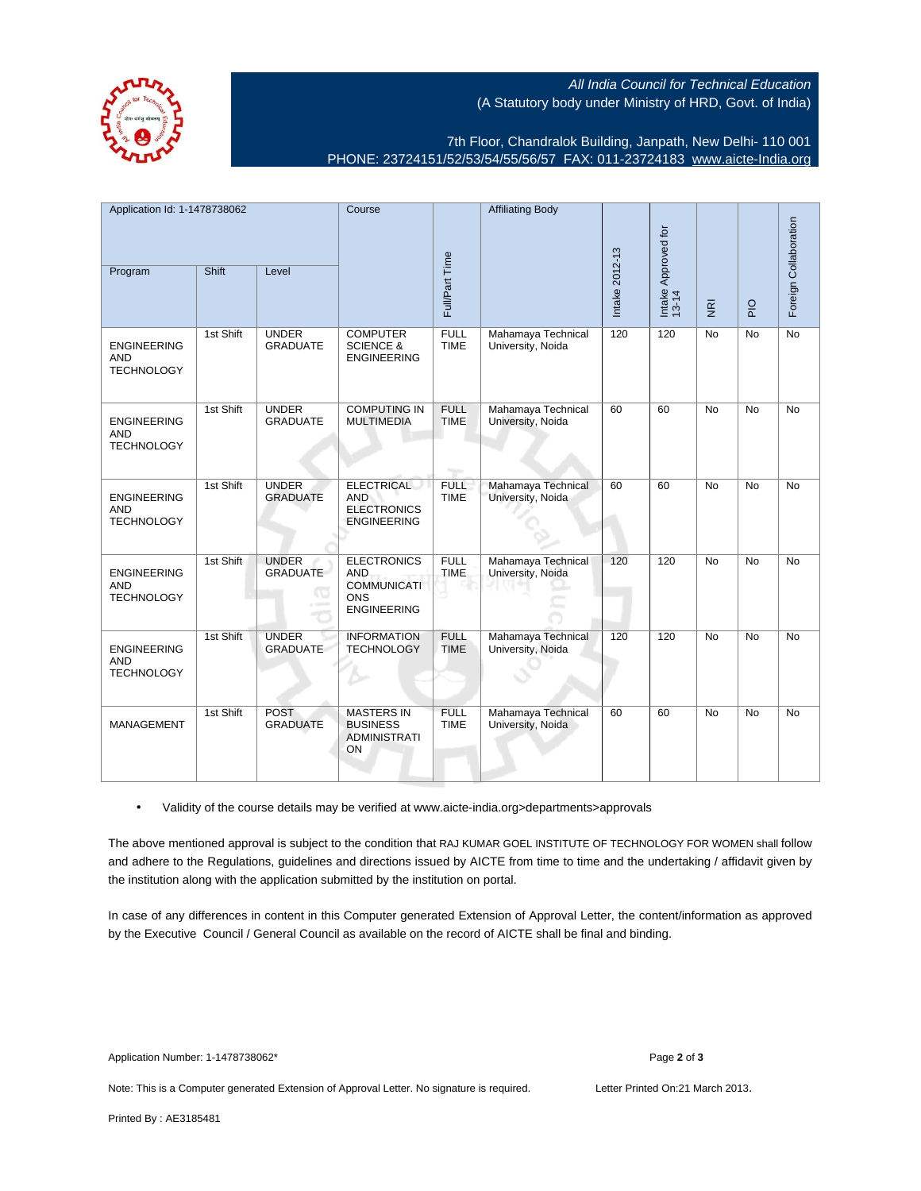All India Council for Technical Education
(A Statutory body under Ministry of HRD, Govt. of India)

7th Floor, Chandralok Building, Janpath, New Delhi- 110 001
PHONE: 23724151/52/53/54/55/56/57 FAX: 011-23724183 www.aicte-India.org

| Application Id: 1-1478738062 | | | Course | Full/Part Time | Affiliating Body | Intake 2012-13 | Intake Approved for 13-14 | NRI | PIO | Foreign Collaboration |
|---|---|---|---|---|---|---|---|---|---|---|
| Program | Shift | Level | | | | | | | | |
| ENGINEERING AND TECHNOLOGY | 1st Shift | UNDER GRADUATE | COMPUTER SCIENCE & ENGINEERING | FULL TIME | Mahamaya Technical University, Noida | 120 | 120 | No | No | No |
| ENGINEERING AND TECHNOLOGY | 1st Shift | UNDER GRADUATE | COMPUTING IN MULTIMEDIA | FULL TIME | Mahamaya Technical University, Noida | 60 | 60 | No | No | No |
| ENGINEERING AND TECHNOLOGY | 1st Shift | UNDER GRADUATE | ELECTRICAL AND ELECTRONICS ENGINEERING | FULL TIME | Mahamaya Technical University, Noida | 60 | 60 | No | No | No |
| ENGINEERING AND TECHNOLOGY | 1st Shift | UNDER GRADUATE | ELECTRONICS AND COMMUNICATIONS ENGINEERING | FULL TIME | Mahamaya Technical University, Noida | 120 | 120 | No | No | No |
| ENGINEERING AND TECHNOLOGY | 1st Shift | UNDER GRADUATE | INFORMATION TECHNOLOGY | FULL TIME | Mahamaya Technical University, Noida | 120 | 120 | No | No | No |
| MANAGEMENT | 1st Shift | POST GRADUATE | MASTERS IN BUSINESS ADMINISTRATION | FULL TIME | Mahamaya Technical University, Noida | 60 | 60 | No | No | No |

- Validity of the course details may be verified at www.aicte-india.org>departments>approvals

The above mentioned approval is subject to the condition that RAJ KUMAR GOEL INSTITUTE OF TECHNOLOGY FOR WOMEN shall follow and adhere to the Regulations, guidelines and directions issued by AICTE from time to time and the undertaking / affidavit given by the institution along with the application submitted by the institution on portal.

In case of any differences in content in this Computer generated Extension of Approval Letter, the content/information as approved by the Executive Council / General Council as available on the record of AICTE shall be final and binding.

Application Number: 1-1478738062*

Note: This is a Computer generated Extension of Approval Letter. No signature is required. Letter Printed On:21 March 2013.

Printed By : AE3185481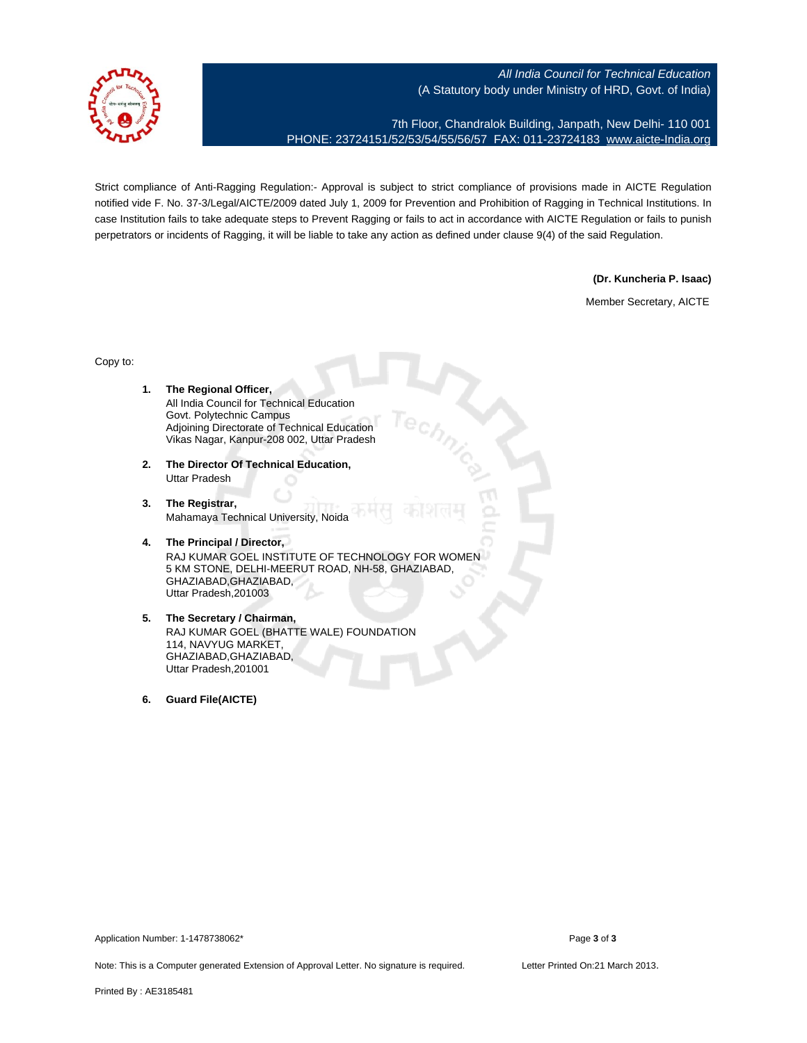*All India Council for Technical Education*
(A Statutory body under Ministry of HRD, Govt. of India)

7th Floor, Chandralok Building, Janpath, New Delhi- 110 001
PHONE: 23724151/52/53/54/55/56/57 FAX: 011-23724183 www.aicte-India.org

Strict compliance of Anti-Ragging Regulation:- Approval is subject to strict compliance of provisions made in AICTE Regulation notified vide F. No. 37-3/Legal/AICTE/2009 dated July 1, 2009 for Prevention and Prohibition of Ragging in Technical Institutions. In case Institution fails to take adequate steps to Prevent Ragging or fails to act in accordance with AICTE Regulation or fails to punish perpetrators or incidents of Ragging, it will be liable to take any action as defined under clause 9(4) of the said Regulation.

**(Dr. Kuncheria P. Isaac)**
Member Secretary, AICTE

Copy to:

1. **The Regional Officer,**
   All India Council for Technical Education
   Govt. Polytechnic Campus
   Adjoining Directorate of Technical Education
   Vikas Nagar, Kanpur-208 002, Uttar Pradesh

2. **The Director Of Technical Education,**
   Uttar Pradesh

3. **The Registrar,**
   Mahamaya Technical University, Noida

4. **The Principal / Director,**
   RAJ KUMAR GOEL INSTITUTE OF TECHNOLOGY FOR WOMEN
   5 KM STONE, DELHI-MEERUT ROAD, NH-58, GHAZIABAD,
   GHAZIABAD,GHAZIABAD,
   Uttar Pradesh,201003

5. **The Secretary / Chairman,**
   RAJ KUMAR GOEL (BHATTE WALE) FOUNDATION
   114, NAVYUG MARKET,
   GHAZIABAD,GHAZIABAD,
   Uttar Pradesh,201001

6. **Guard File(AICTE)**

Application Number: 1-1478738062*

Note: This is a Computer generated Extension of Approval Letter. No signature is required.

Letter Printed On:21 March 2013.

Printed By : AE3185481